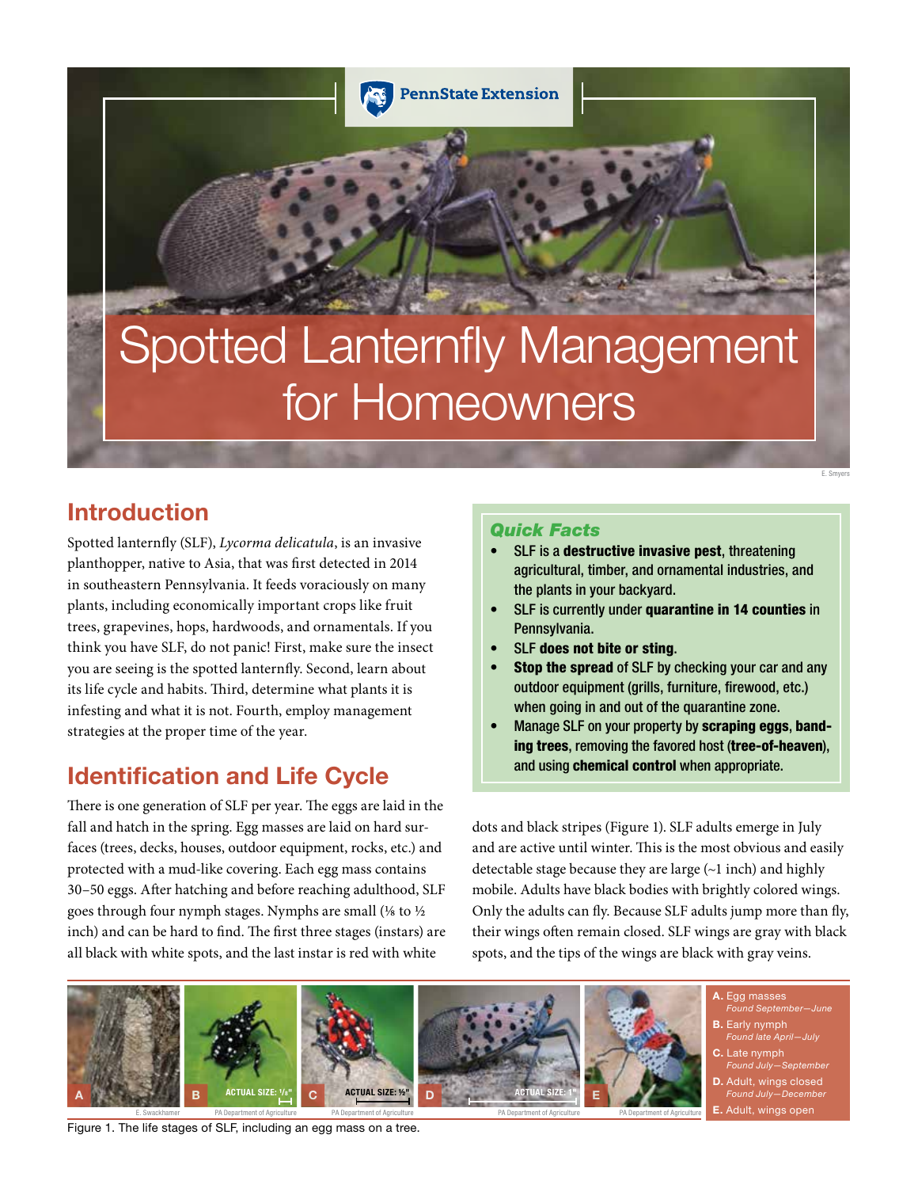# Spotted Lanternfly Management for Homeowners

## Introduction

Spotted lanternfly (SLF), *Lycorma delicatula*, is an invasive planthopper, native to Asia, that was first detected in 2014 in southeastern Pennsylvania. It feeds voraciously on many plants, including economically important crops like fruit trees, grapevines, hops, hardwoods, and ornamentals. If you think you have SLF, do not panic! First, make sure the insect you are seeing is the spotted lanternfly. Second, learn about its life cycle and habits. Third, determine what plants it is infesting and what it is not. Fourth, employ management strategies at the proper time of the year.

### Quick Facts

- SLF is a **destructive invasive pest**, threatening agricultural, timber, and ornamental industries, and the plants in your backyard.
- SLF is currently under **quarantine in 14 counties** in Pennsylvania.
- SLF **does not bite or sting**.
- **Stop the spread** of SLF by checking your car and any outdoor equipment (grills, furniture, firewood, etc.) when going in and out of the quarantine zone.
- Manage SLF on your property by **scraping eggs**, **banding trees**, removing the favored host (**tree-of-heaven**), and using **chemical control** when appropriate.

## Identification and Life Cycle

There is one generation of SLF per year. The eggs are laid in the fall and hatch in the spring. Egg masses are laid on hard surfaces (trees, decks, houses, outdoor equipment, rocks, etc.) and protected with a mud-like covering. Each egg mass contains 30–50 eggs. After hatching and before reaching adulthood, SLF goes through four nymph stages. Nymphs are small (⅛ to ½ inch) and can be hard to find. The first three stages (instars) are all black with white spots, and the last instar is red with white dots and black stripes (Figure 1). SLF adults emerge in July and are active until winter. This is the most obvious and easily detectable stage because they are large (~1 inch) and highly mobile. Adults have black bodies with brightly colored wings. Only the adults can fly. Because SLF adults jump more than fly, their wings often remain closed. SLF wings are gray with black spots, and the tips of the wings are black with gray veins.

- **A.** Egg masses — *Found September—June*
- **B.** Early nymph (Actual size: ⅛") — *Found late April—July*
- **C.** Late nymph (Actual size: ½") — *Found July—September*
- **D.** Adult, wings closed (Actual size: 1") — *Found July—December*
- **E.** Adult, wings open

Figure 1. The life stages of SLF, including an egg mass on a tree.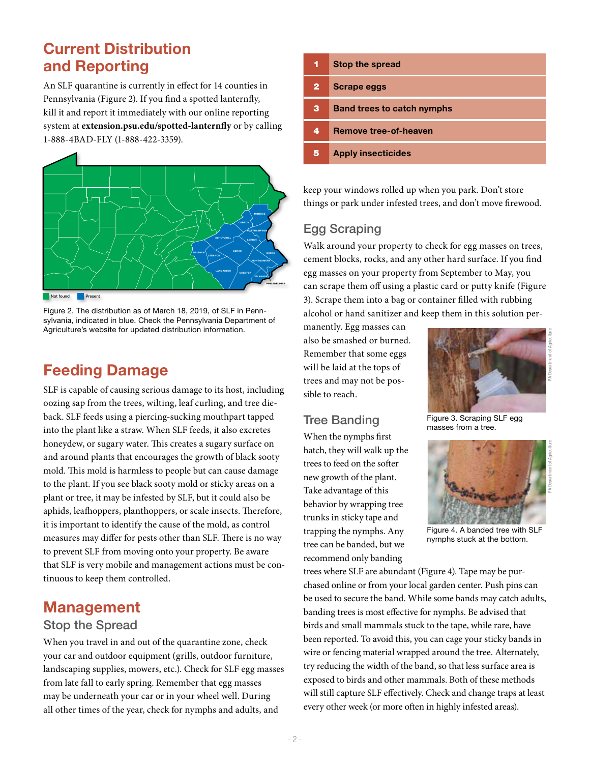## Current Distribution and Reporting

An SLF quarantine is currently in effect for 14 counties in Pennsylvania (Figure 2). If you find a spotted lanternfly, kill it and report it immediately with our online reporting system at **extension.psu.edu/spotted-lanternfly** or by calling 1-888-4BAD-FLY (1-888-422-3359).

Figure 2. The distribution as of March 18, 2019, of SLF in Pennsylvania, indicated in blue. Check the Pennsylvania Department of Agriculture's website for updated distribution information.

## Feeding Damage

SLF is capable of causing serious damage to its host, including oozing sap from the trees, wilting, leaf curling, and tree dieback. SLF feeds using a piercing-sucking mouthpart tapped into the plant like a straw. When SLF feeds, it also excretes honeydew, or sugary water. This creates a sugary surface on and around plants that encourages the growth of black sooty mold. This mold is harmless to people but can cause damage to the plant. If you see black sooty mold or sticky areas on a plant or tree, it may be infested by SLF, but it could also be aphids, leafhoppers, planthoppers, or scale insects. Therefore, it is important to identify the cause of the mold, as control measures may differ for pests other than SLF. There is no way to prevent SLF from moving onto your property. Be aware that SLF is very mobile and management actions must be continuous to keep them controlled.

## Management

| | |
|---|---|
| 1 | Stop the spread |
| 2 | Scrape eggs |
| 3 | Band trees to catch nymphs |
| 4 | Remove tree-of-heaven |
| 5 | Apply insecticides |

### Stop the Spread

When you travel in and out of the quarantine zone, check your car and outdoor equipment (grills, outdoor furniture, landscaping supplies, mowers, etc.). Check for SLF egg masses from late fall to early spring. Remember that egg masses may be underneath your car or in your wheel well. During all other times of the year, check for nymphs and adults, and keep your windows rolled up when you park. Don't store things or park under infested trees, and don't move firewood.

### Egg Scraping

Walk around your property to check for egg masses on trees, cement blocks, rocks, and any other hard surface. If you find egg masses on your property from September to May, you can scrape them off using a plastic card or putty knife (Figure 3). Scrape them into a bag or container filled with rubbing alcohol or hand sanitizer and keep them in this solution permanently. Egg masses can also be smashed or burned. Remember that some eggs will be laid at the tops of trees and may not be possible to reach.

Figure 3. Scraping SLF egg masses from a tree.

### Tree Banding

When the nymphs first hatch, they will walk up the trees to feed on the softer new growth of the plant. Take advantage of this behavior by wrapping tree trunks in sticky tape and trapping the nymphs. Any tree can be banded, but we recommend only banding trees where SLF are abundant (Figure 4). Tape may be purchased online or from your local garden center. Push pins can be used to secure the band. While some bands may catch adults, banding trees is most effective for nymphs. Be advised that birds and small mammals stuck to the tape, while rare, have been reported. To avoid this, you can cage your sticky bands in wire or fencing material wrapped around the tree. Alternately, try reducing the width of the band, so that less surface area is exposed to birds and other mammals. Both of these methods will still capture SLF effectively. Check and change traps at least every other week (or more often in highly infested areas).

Figure 4. A banded tree with SLF nymphs stuck at the bottom.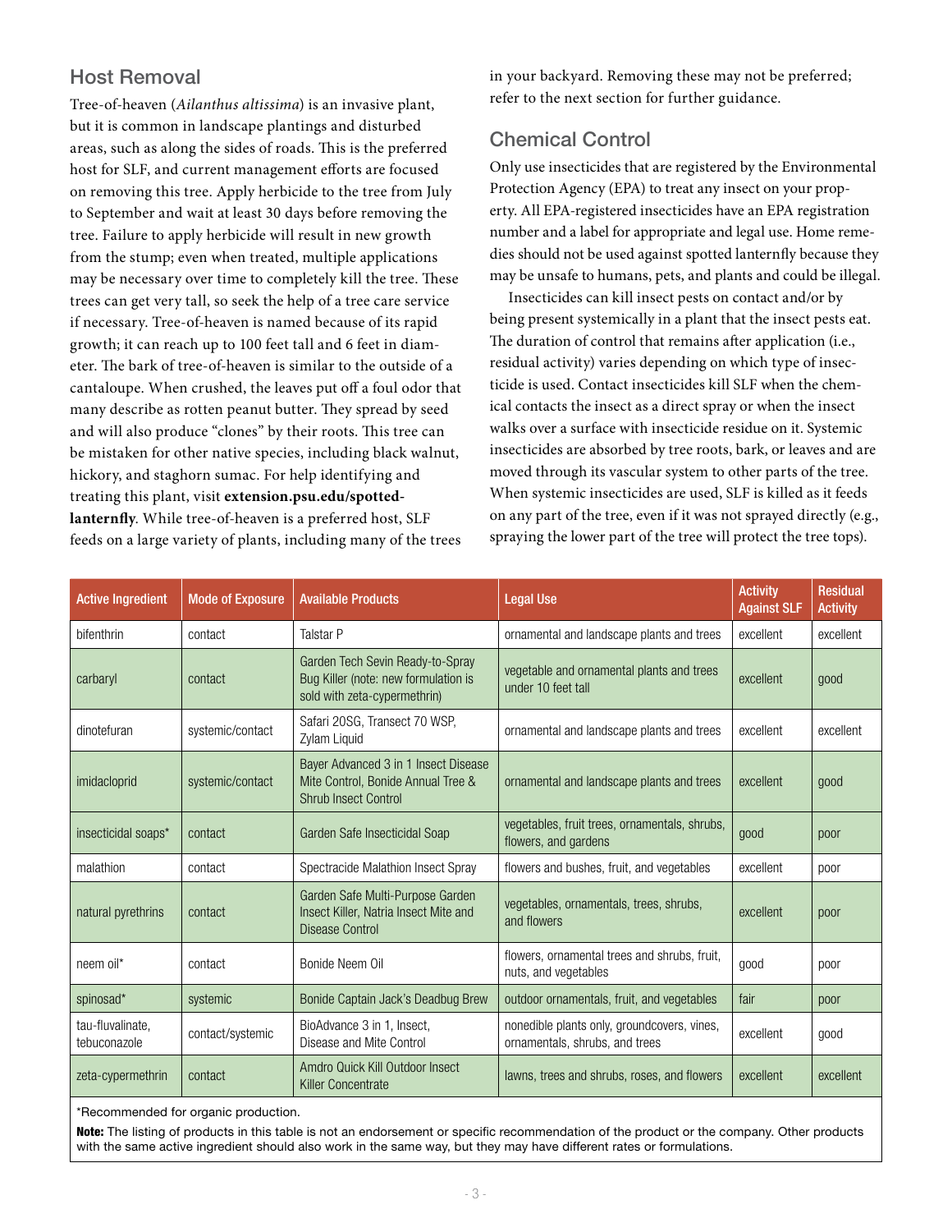## Host Removal

Tree-of-heaven (*Ailanthus altissima*) is an invasive plant, but it is common in landscape plantings and disturbed areas, such as along the sides of roads. This is the preferred host for SLF, and current management efforts are focused on removing this tree. Apply herbicide to the tree from July to September and wait at least 30 days before removing the tree. Failure to apply herbicide will result in new growth from the stump; even when treated, multiple applications may be necessary over time to completely kill the tree. These trees can get very tall, so seek the help of a tree care service if necessary. Tree-of-heaven is named because of its rapid growth; it can reach up to 100 feet tall and 6 feet in diameter. The bark of tree-of-heaven is similar to the outside of a cantaloupe. When crushed, the leaves put off a foul odor that many describe as rotten peanut butter. They spread by seed and will also produce "clones" by their roots. This tree can be mistaken for other native species, including black walnut, hickory, and staghorn sumac. For help identifying and treating this plant, visit **extension.psu.edu/spotted-lanternfly**. While tree-of-heaven is a preferred host, SLF feeds on a large variety of plants, including many of the trees in your backyard. Removing these may not be preferred; refer to the next section for further guidance.

## Chemical Control

Only use insecticides that are registered by the Environmental Protection Agency (EPA) to treat any insect on your property. All EPA-registered insecticides have an EPA registration number and a label for appropriate and legal use. Home remedies should not be used against spotted lanternfly because they may be unsafe to humans, pets, and plants and could be illegal.

Insecticides can kill insect pests on contact and/or by being present systemically in a plant that the insect pests eat. The duration of control that remains after application (i.e., residual activity) varies depending on which type of insecticide is used. Contact insecticides kill SLF when the chemical contacts the insect as a direct spray or when the insect walks over a surface with insecticide residue on it. Systemic insecticides are absorbed by tree roots, bark, or leaves and are moved through its vascular system to other parts of the tree. When systemic insecticides are used, SLF is killed as it feeds on any part of the tree, even if it was not sprayed directly (e.g., spraying the lower part of the tree will protect the tree tops).

| Active Ingredient | Mode of Exposure | Available Products | Legal Use | Activity Against SLF | Residual Activity |
|---|---|---|---|---|---|
| bifenthrin | contact | Talstar P | ornamental and landscape plants and trees | excellent | excellent |
| carbaryl | contact | Garden Tech Sevin Ready-to-Spray Bug Killer (note: new formulation is sold with zeta-cypermethrin) | vegetable and ornamental plants and trees under 10 feet tall | excellent | good |
| dinotefuran | systemic/contact | Safari 20SG, Transect 70 WSP, Zylam Liquid | ornamental and landscape plants and trees | excellent | excellent |
| imidacloprid | systemic/contact | Bayer Advanced 3 in 1 Insect Disease Mite Control, Bonide Annual Tree & Shrub Insect Control | ornamental and landscape plants and trees | excellent | good |
| insecticidal soaps* | contact | Garden Safe Insecticidal Soap | vegetables, fruit trees, ornamentals, shrubs, flowers, and gardens | good | poor |
| malathion | contact | Spectracide Malathion Insect Spray | flowers and bushes, fruit, and vegetables | excellent | poor |
| natural pyrethrins | contact | Garden Safe Multi-Purpose Garden Insect Killer, Natria Insect Mite and Disease Control | vegetables, ornamentals, trees, shrubs, and flowers | excellent | poor |
| neem oil* | contact | Bonide Neem Oil | flowers, ornamental trees and shrubs, fruit, nuts, and vegetables | good | poor |
| spinosad* | systemic | Bonide Captain Jack's Deadbug Brew | outdoor ornamentals, fruit, and vegetables | fair | poor |
| tau-fluvalinate, tebuconazole | contact/systemic | BioAdvance 3 in 1, Insect, Disease and Mite Control | nonedible plants only, groundcovers, vines, ornamentals, shrubs, and trees | excellent | good |
| zeta-cypermethrin | contact | Amdro Quick Kill Outdoor Insect Killer Concentrate | lawns, trees and shrubs, roses, and flowers | excellent | excellent |

*Recommended for organic production.

**Note:** The listing of products in this table is not an endorsement or specific recommendation of the product or the company. Other products with the same active ingredient should also work in the same way, but they may have different rates or formulations.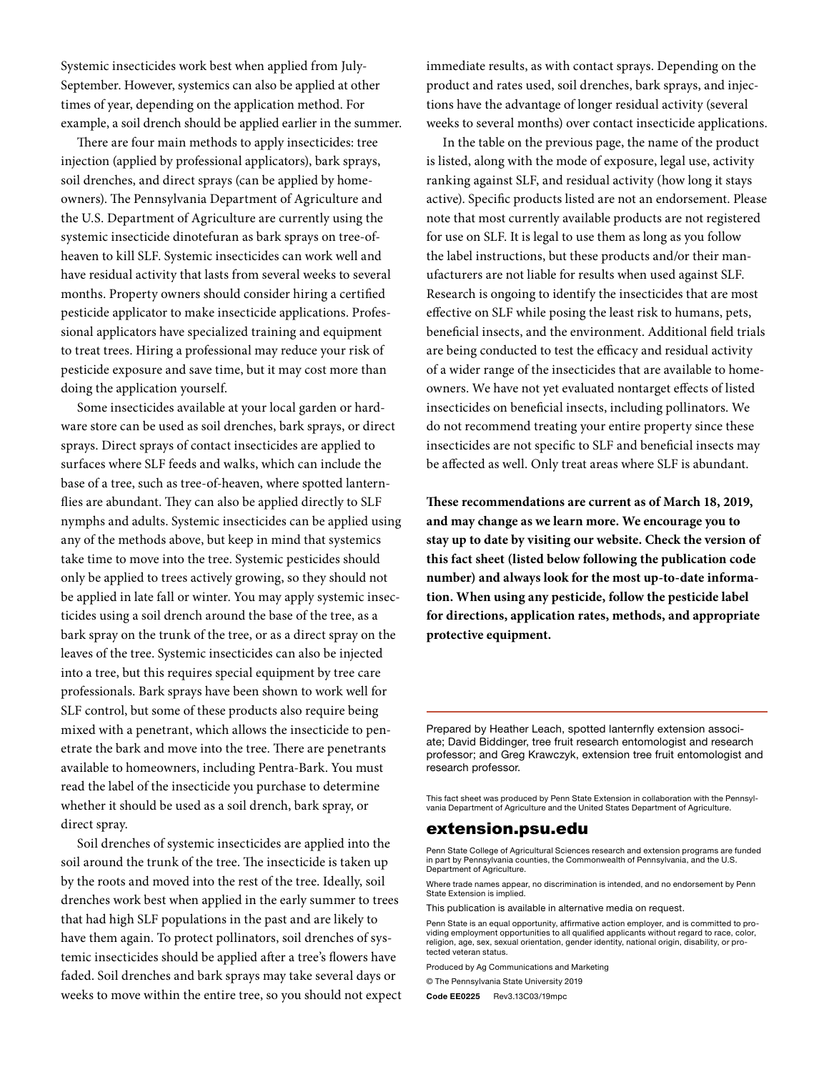Systemic insecticides work best when applied from July-September. However, systemics can also be applied at other times of year, depending on the application method. For example, a soil drench should be applied earlier in the summer.

There are four main methods to apply insecticides: tree injection (applied by professional applicators), bark sprays, soil drenches, and direct sprays (can be applied by homeowners). The Pennsylvania Department of Agriculture and the U.S. Department of Agriculture are currently using the systemic insecticide dinotefuran as bark sprays on tree-of-heaven to kill SLF. Systemic insecticides can work well and have residual activity that lasts from several weeks to several months. Property owners should consider hiring a certified pesticide applicator to make insecticide applications. Professional applicators have specialized training and equipment to treat trees. Hiring a professional may reduce your risk of pesticide exposure and save time, but it may cost more than doing the application yourself.

Some insecticides available at your local garden or hardware store can be used as soil drenches, bark sprays, or direct sprays. Direct sprays of contact insecticides are applied to surfaces where SLF feeds and walks, which can include the base of a tree, such as tree-of-heaven, where spotted lanternflies are abundant. They can also be applied directly to SLF nymphs and adults. Systemic insecticides can be applied using any of the methods above, but keep in mind that systemics take time to move into the tree. Systemic pesticides should only be applied to trees actively growing, so they should not be applied in late fall or winter. You may apply systemic insecticides using a soil drench around the base of the tree, as a bark spray on the trunk of the tree, or as a direct spray on the leaves of the tree. Systemic insecticides can also be injected into a tree, but this requires special equipment by tree care professionals. Bark sprays have been shown to work well for SLF control, but some of these products also require being mixed with a penetrant, which allows the insecticide to penetrate the bark and move into the tree. There are penetrants available to homeowners, including Pentra-Bark. You must read the label of the insecticide you purchase to determine whether it should be used as a soil drench, bark spray, or direct spray.

Soil drenches of systemic insecticides are applied into the soil around the trunk of the tree. The insecticide is taken up by the roots and moved into the rest of the tree. Ideally, soil drenches work best when applied in the early summer to trees that had high SLF populations in the past and are likely to have them again. To protect pollinators, soil drenches of systemic insecticides should be applied after a tree's flowers have faded. Soil drenches and bark sprays may take several days or weeks to move within the entire tree, so you should not expect immediate results, as with contact sprays. Depending on the product and rates used, soil drenches, bark sprays, and injections have the advantage of longer residual activity (several weeks to several months) over contact insecticide applications.

In the table on the previous page, the name of the product is listed, along with the mode of exposure, legal use, activity ranking against SLF, and residual activity (how long it stays active). Specific products listed are not an endorsement. Please note that most currently available products are not registered for use on SLF. It is legal to use them as long as you follow the label instructions, but these products and/or their manufacturers are not liable for results when used against SLF. Research is ongoing to identify the insecticides that are most effective on SLF while posing the least risk to humans, pets, beneficial insects, and the environment. Additional field trials are being conducted to test the efficacy and residual activity of a wider range of the insecticides that are available to homeowners. We have not yet evaluated nontarget effects of listed insecticides on beneficial insects, including pollinators. We do not recommend treating your entire property since these insecticides are not specific to SLF and beneficial insects may be affected as well. Only treat areas where SLF is abundant.

**These recommendations are current as of March 18, 2019, and may change as we learn more. We encourage you to stay up to date by visiting our website. Check the version of this fact sheet (listed below following the publication code number) and always look for the most up-to-date information. When using any pesticide, follow the pesticide label for directions, application rates, methods, and appropriate protective equipment.**

---

Prepared by Heather Leach, spotted lanternfly extension associate; David Biddinger, tree fruit research entomologist and research professor; and Greg Krawczyk, extension tree fruit entomologist and research professor.

This fact sheet was produced by Penn State Extension in collaboration with the Pennsylvania Department of Agriculture and the United States Department of Agriculture.

**extension.psu.edu**

Penn State College of Agricultural Sciences research and extension programs are funded in part by Pennsylvania counties, the Commonwealth of Pennsylvania, and the U.S. Department of Agriculture.

Where trade names appear, no discrimination is intended, and no endorsement by Penn State Extension is implied.

This publication is available in alternative media on request.

Penn State is an equal opportunity, affirmative action employer, and is committed to providing employment opportunities to all qualified applicants without regard to race, color, religion, age, sex, sexual orientation, gender identity, national origin, disability, or protected veteran status.

Produced by Ag Communications and Marketing

© The Pennsylvania State University 2019

**Code EE0225** Rev3.13C03/19mpc